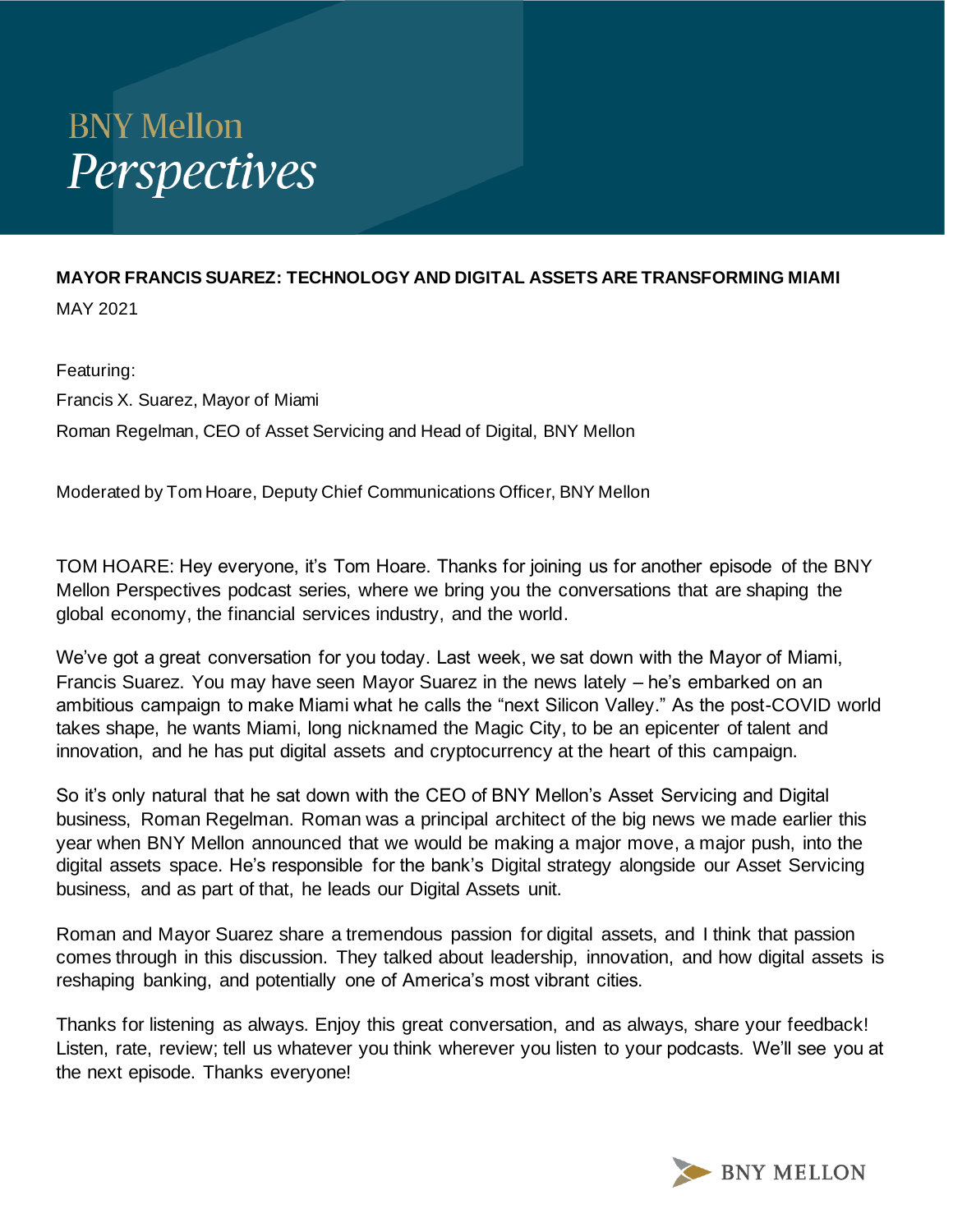# BNY Mellon *Perspectives*

**MAYOR FRANCIS SUAREZ: TECHNOLOGY AND DIGITAL ASSETS ARE TRANSFORMING MIAMI**

MAY 2021

Featuring:

Francis X. Suarez, Mayor of Miami

Roman Regelman, CEO of Asset Servicing and Head of Digital, BNY Mellon

Moderated by Tom Hoare, Deputy Chief Communications Officer, BNY Mellon

TOM HOARE: Hey everyone, it's Tom Hoare. Thanks for joining us for another episode of the BNY Mellon Perspectives podcast series, where we bring you the conversations that are shaping the global economy, the financial services industry, and the world.

We've got a great conversation for you today. Last week, we sat down with the Mayor of Miami, Francis Suarez. You may have seen Mayor Suarez in the news lately – he's embarked on an ambitious campaign to make Miami what he calls the "next Silicon Valley." As the post-COVID world takes shape, he wants Miami, long nicknamed the Magic City, to be an epicenter of talent and innovation, and he has put digital assets and cryptocurrency at the heart of this campaign.

So it's only natural that he sat down with the CEO of BNY Mellon's Asset Servicing and Digital business, Roman Regelman. Roman was a principal architect of the big news we made earlier this year when BNY Mellon announced that we would be making a major move, a major push, into the digital assets space. He's responsible for the bank's Digital strategy alongside our Asset Servicing business, and as part of that, he leads our Digital Assets unit.

Roman and Mayor Suarez share a tremendous passion for digital assets, and I think that passion comes through in this discussion. They talked about leadership, innovation, and how digital assets is reshaping banking, and potentially one of America's most vibrant cities.

Thanks for listening as always. Enjoy this great conversation, and as always, share your feedback! Listen, rate, review; tell us whatever you think wherever you listen to your podcasts. We'll see you at the next episode. Thanks everyone!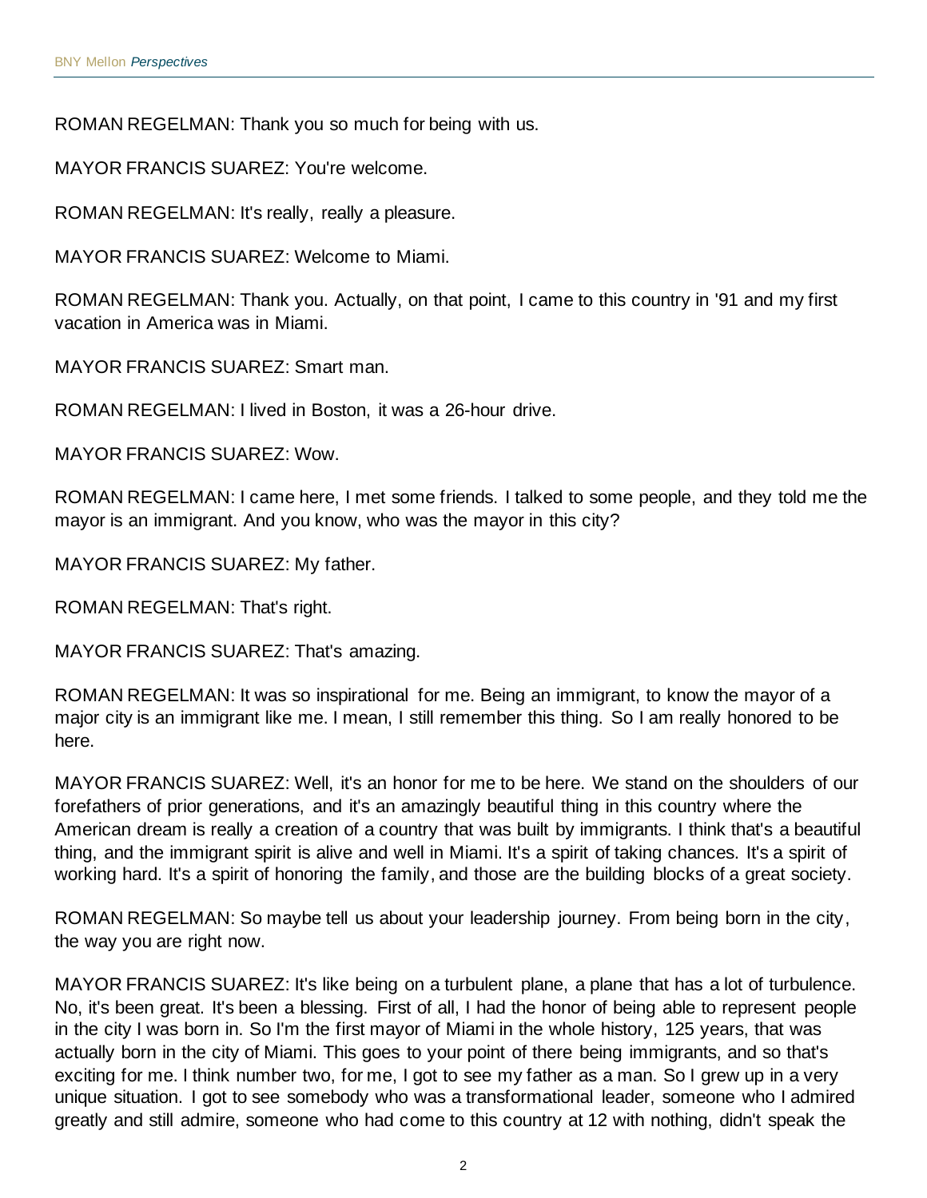ROMAN REGELMAN: Thank you so much for being with us.

MAYOR FRANCIS SUAREZ: You're welcome.

ROMAN REGELMAN: It's really, really a pleasure.

MAYOR FRANCIS SUAREZ: Welcome to Miami.

ROMAN REGELMAN: Thank you. Actually, on that point, I came to this country in '91 and my first vacation in America was in Miami.

MAYOR FRANCIS SUAREZ: Smart man.

ROMAN REGELMAN: I lived in Boston, it was a 26-hour drive.

MAYOR FRANCIS SUAREZ: Wow.

ROMAN REGELMAN: I came here, I met some friends. I talked to some people, and they told me the mayor is an immigrant. And you know, who was the mayor in this city?

MAYOR FRANCIS SUAREZ: My father.

ROMAN REGELMAN: That's right.

MAYOR FRANCIS SUAREZ: That's amazing.

ROMAN REGELMAN: It was so inspirational for me. Being an immigrant, to know the mayor of a major city is an immigrant like me. I mean, I still remember this thing. So I am really honored to be here.

MAYOR FRANCIS SUAREZ: Well, it's an honor for me to be here. We stand on the shoulders of our forefathers of prior generations, and it's an amazingly beautiful thing in this country where the American dream is really a creation of a country that was built by immigrants. I think that's a beautiful thing, and the immigrant spirit is alive and well in Miami. It's a spirit of taking chances. It's a spirit of working hard. It's a spirit of honoring the family, and those are the building blocks of a great society.

ROMAN REGELMAN: So maybe tell us about your leadership journey. From being born in the city, the way you are right now.

MAYOR FRANCIS SUAREZ: It's like being on a turbulent plane, a plane that has a lot of turbulence. No, it's been great. It's been a blessing. First of all, I had the honor of being able to represent people in the city I was born in. So I'm the first mayor of Miami in the whole history, 125 years, that was actually born in the city of Miami. This goes to your point of there being immigrants, and so that's exciting for me. I think number two, for me, I got to see my father as a man. So I grew up in a very unique situation. I got to see somebody who was a transformational leader, someone who I admired greatly and still admire, someone who had come to this country at 12 with nothing, didn't speak the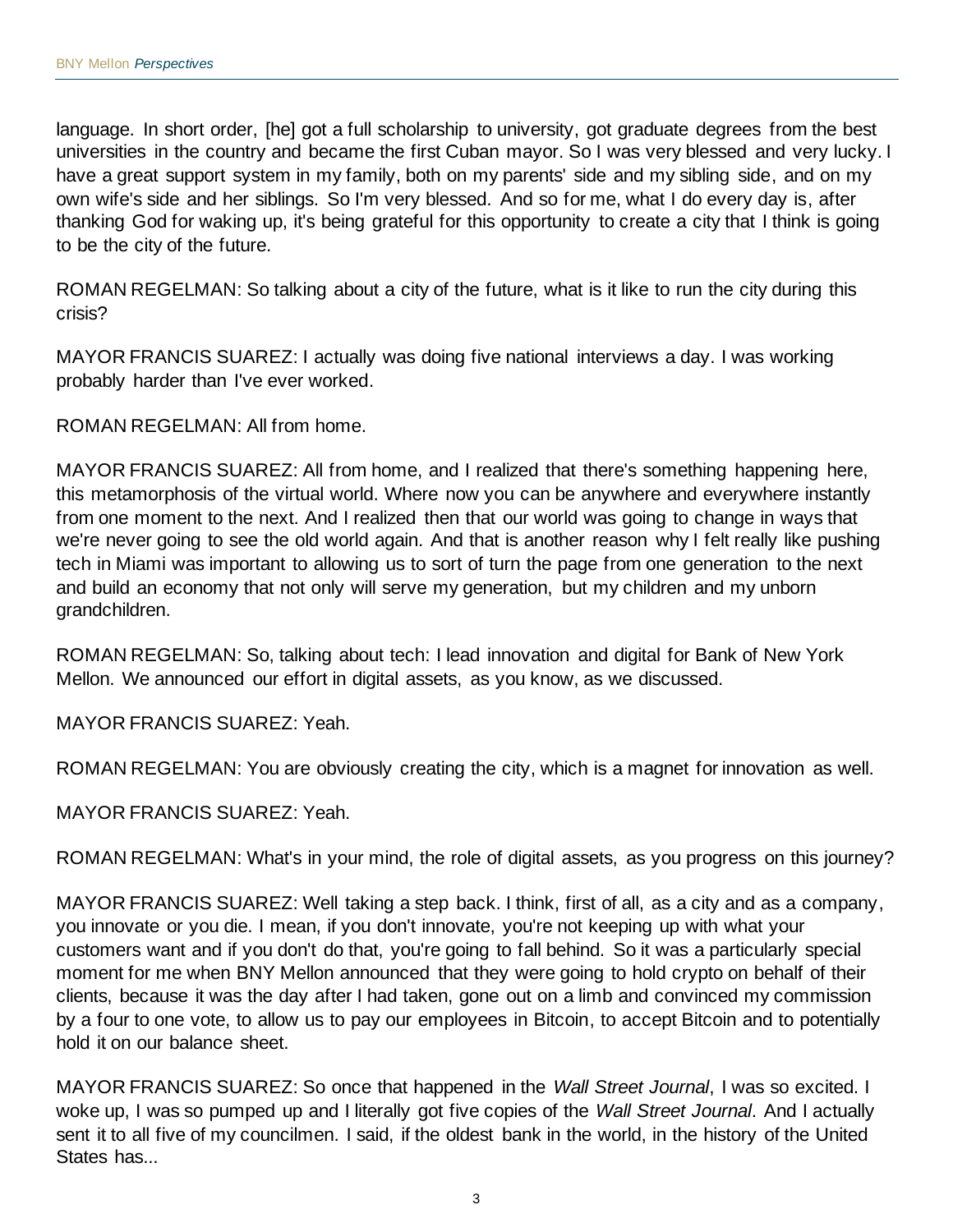language. In short order, [he] got a full scholarship to university, got graduate degrees from the best universities in the country and became the first Cuban mayor. So I was very blessed and very lucky. I have a great support system in my family, both on my parents' side and my sibling side, and on my own wife's side and her siblings. So I'm very blessed. And so for me, what I do every day is, after thanking God for waking up, it's being grateful for this opportunity to create a city that I think is going to be the city of the future.

ROMAN REGELMAN: So talking about a city of the future, what is it like to run the city during this crisis?

MAYOR FRANCIS SUAREZ: I actually was doing five national interviews a day. I was working probably harder than I've ever worked.

ROMAN REGELMAN: All from home.

MAYOR FRANCIS SUAREZ: All from home, and I realized that there's something happening here, this metamorphosis of the virtual world. Where now you can be anywhere and everywhere instantly from one moment to the next. And I realized then that our world was going to change in ways that we're never going to see the old world again. And that is another reason why I felt really like pushing tech in Miami was important to allowing us to sort of turn the page from one generation to the next and build an economy that not only will serve my generation, but my children and my unborn grandchildren.

ROMAN REGELMAN: So, talking about tech: I lead innovation and digital for Bank of New York Mellon. We announced our effort in digital assets, as you know, as we discussed.

MAYOR FRANCIS SUAREZ: Yeah.

ROMAN REGELMAN: You are obviously creating the city, which is a magnet for innovation as well.

MAYOR FRANCIS SUAREZ: Yeah.

ROMAN REGELMAN: What's in your mind, the role of digital assets, as you progress on this journey?

MAYOR FRANCIS SUAREZ: Well taking a step back. I think, first of all, as a city and as a company, you innovate or you die. I mean, if you don't innovate, you're not keeping up with what your customers want and if you don't do that, you're going to fall behind. So it was a particularly special moment for me when BNY Mellon announced that they were going to hold crypto on behalf of their clients, because it was the day after I had taken, gone out on a limb and convinced my commission by a four to one vote, to allow us to pay our employees in Bitcoin, to accept Bitcoin and to potentially hold it on our balance sheet.

MAYOR FRANCIS SUAREZ: So once that happened in the *Wall Street Journal*, I was so excited. I woke up, I was so pumped up and I literally got five copies of the *Wall Street Journal*. And I actually sent it to all five of my councilmen. I said, if the oldest bank in the world, in the history of the United States has...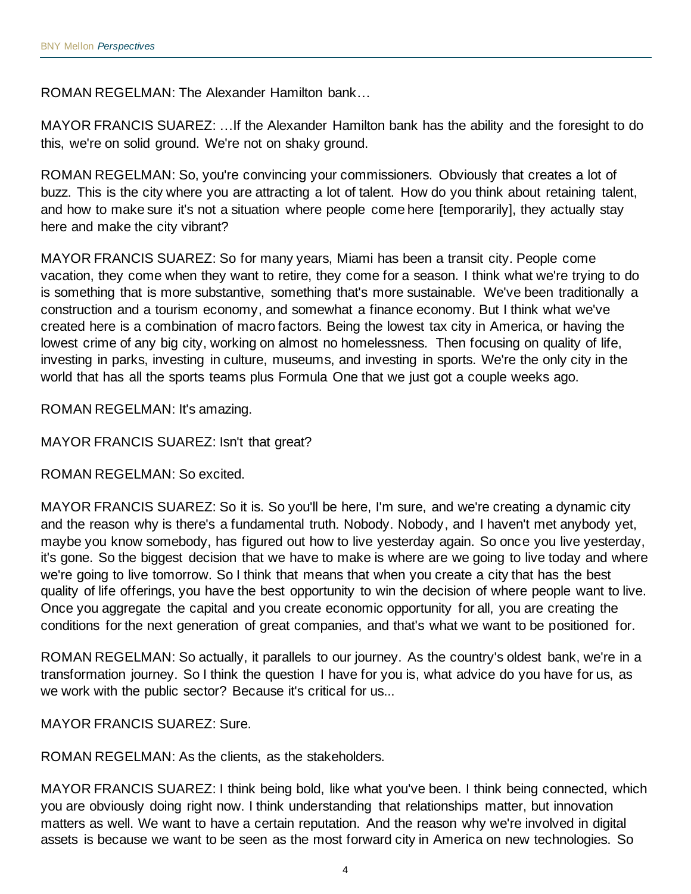ROMAN REGELMAN: The Alexander Hamilton bank…

MAYOR FRANCIS SUAREZ: …If the Alexander Hamilton bank has the ability and the foresight to do this, we're on solid ground. We're not on shaky ground.

ROMAN REGELMAN: So, you're convincing your commissioners. Obviously that creates a lot of buzz. This is the city where you are attracting a lot of talent. How do you think about retaining talent, and how to make sure it's not a situation where people come here [temporarily], they actually stay here and make the city vibrant?

MAYOR FRANCIS SUAREZ: So for many years, Miami has been a transit city. People come vacation, they come when they want to retire, they come for a season. I think what we're trying to do is something that is more substantive, something that's more sustainable. We've been traditionally a construction and a tourism economy, and somewhat a finance economy. But I think what we've created here is a combination of macro factors. Being the lowest tax city in America, or having the lowest crime of any big city, working on almost no homelessness. Then focusing on quality of life, investing in parks, investing in culture, museums, and investing in sports. We're the only city in the world that has all the sports teams plus Formula One that we just got a couple weeks ago.

ROMAN REGELMAN: It's amazing.

MAYOR FRANCIS SUAREZ: Isn't that great?

ROMAN REGELMAN: So excited.

MAYOR FRANCIS SUAREZ: So it is. So you'll be here, I'm sure, and we're creating a dynamic city and the reason why is there's a fundamental truth. Nobody. Nobody, and I haven't met anybody yet, maybe you know somebody, has figured out how to live yesterday again. So once you live yesterday, it's gone. So the biggest decision that we have to make is where are we going to live today and where we're going to live tomorrow. So I think that means that when you create a city that has the best quality of life offerings, you have the best opportunity to win the decision of where people want to live. Once you aggregate the capital and you create economic opportunity for all, you are creating the conditions for the next generation of great companies, and that's what we want to be positioned for.

ROMAN REGELMAN: So actually, it parallels to our journey. As the country's oldest bank, we're in a transformation journey. So I think the question I have for you is, what advice do you have for us, as we work with the public sector? Because it's critical for us...

MAYOR FRANCIS SUAREZ: Sure.

ROMAN REGELMAN: As the clients, as the stakeholders.

MAYOR FRANCIS SUAREZ: I think being bold, like what you've been. I think being connected, which you are obviously doing right now. I think understanding that relationships matter, but innovation matters as well. We want to have a certain reputation. And the reason why we're involved in digital assets is because we want to be seen as the most forward city in America on new technologies. So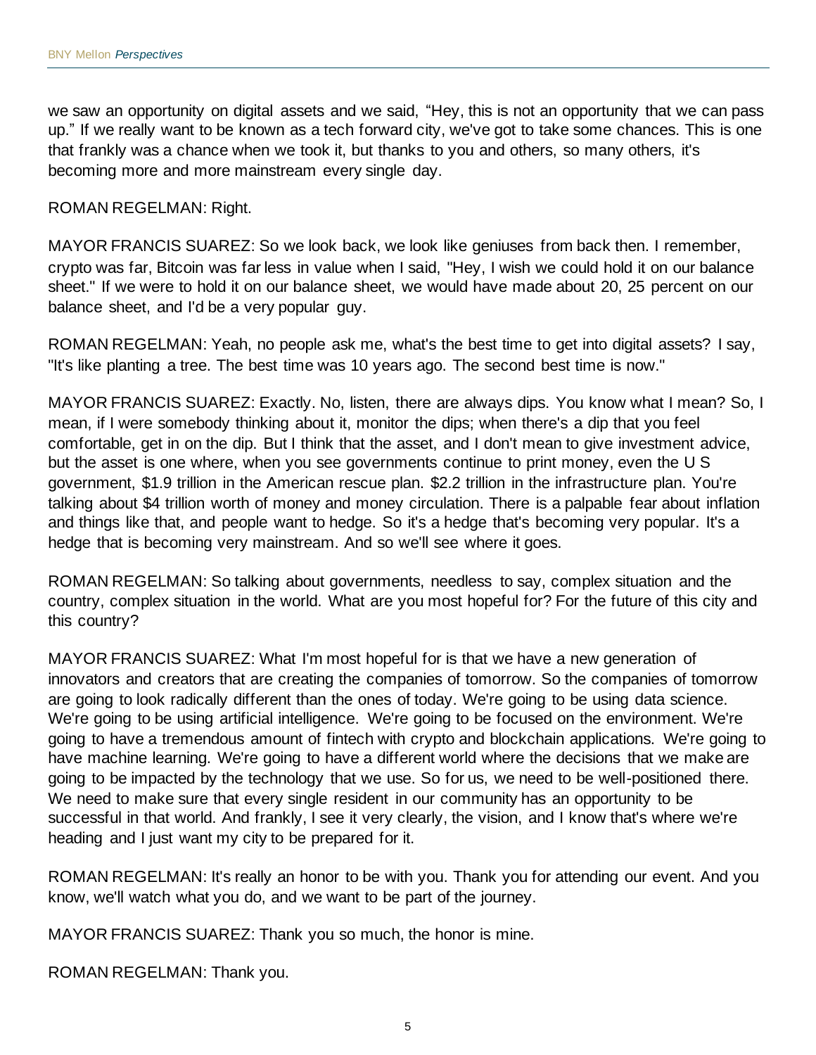we saw an opportunity on digital assets and we said, "Hey, this is not an opportunity that we can pass up." If we really want to be known as a tech forward city, we've got to take some chances. This is one that frankly was a chance when we took it, but thanks to you and others, so many others, it's becoming more and more mainstream every single day.

ROMAN REGELMAN: Right.

MAYOR FRANCIS SUAREZ: So we look back, we look like geniuses from back then. I remember, crypto was far, Bitcoin was far less in value when I said, "Hey, I wish we could hold it on our balance sheet." If we were to hold it on our balance sheet, we would have made about 20, 25 percent on our balance sheet, and I'd be a very popular guy.

ROMAN REGELMAN: Yeah, no people ask me, what's the best time to get into digital assets? I say, "It's like planting a tree. The best time was 10 years ago. The second best time is now."

MAYOR FRANCIS SUAREZ: Exactly. No, listen, there are always dips. You know what I mean? So, I mean, if I were somebody thinking about it, monitor the dips; when there's a dip that you feel comfortable, get in on the dip. But I think that the asset, and I don't mean to give investment advice, but the asset is one where, when you see governments continue to print money, even the U S government, $1.9 trillion in the American rescue plan. $2.2 trillion in the infrastructure plan. You're talking about $4 trillion worth of money and money circulation. There is a palpable fear about inflation and things like that, and people want to hedge. So it's a hedge that's becoming very popular. It's a hedge that is becoming very mainstream. And so we'll see where it goes.

ROMAN REGELMAN: So talking about governments, needless to say, complex situation and the country, complex situation in the world. What are you most hopeful for? For the future of this city and this country?

MAYOR FRANCIS SUAREZ: What I'm most hopeful for is that we have a new generation of innovators and creators that are creating the companies of tomorrow. So the companies of tomorrow are going to look radically different than the ones of today. We're going to be using data science. We're going to be using artificial intelligence. We're going to be focused on the environment. We're going to have a tremendous amount of fintech with crypto and blockchain applications. We're going to have machine learning. We're going to have a different world where the decisions that we make are going to be impacted by the technology that we use. So for us, we need to be well-positioned there. We need to make sure that every single resident in our community has an opportunity to be successful in that world. And frankly, I see it very clearly, the vision, and I know that's where we're heading and I just want my city to be prepared for it.

ROMAN REGELMAN: It's really an honor to be with you. Thank you for attending our event. And you know, we'll watch what you do, and we want to be part of the journey.

MAYOR FRANCIS SUAREZ: Thank you so much, the honor is mine.

ROMAN REGELMAN: Thank you.